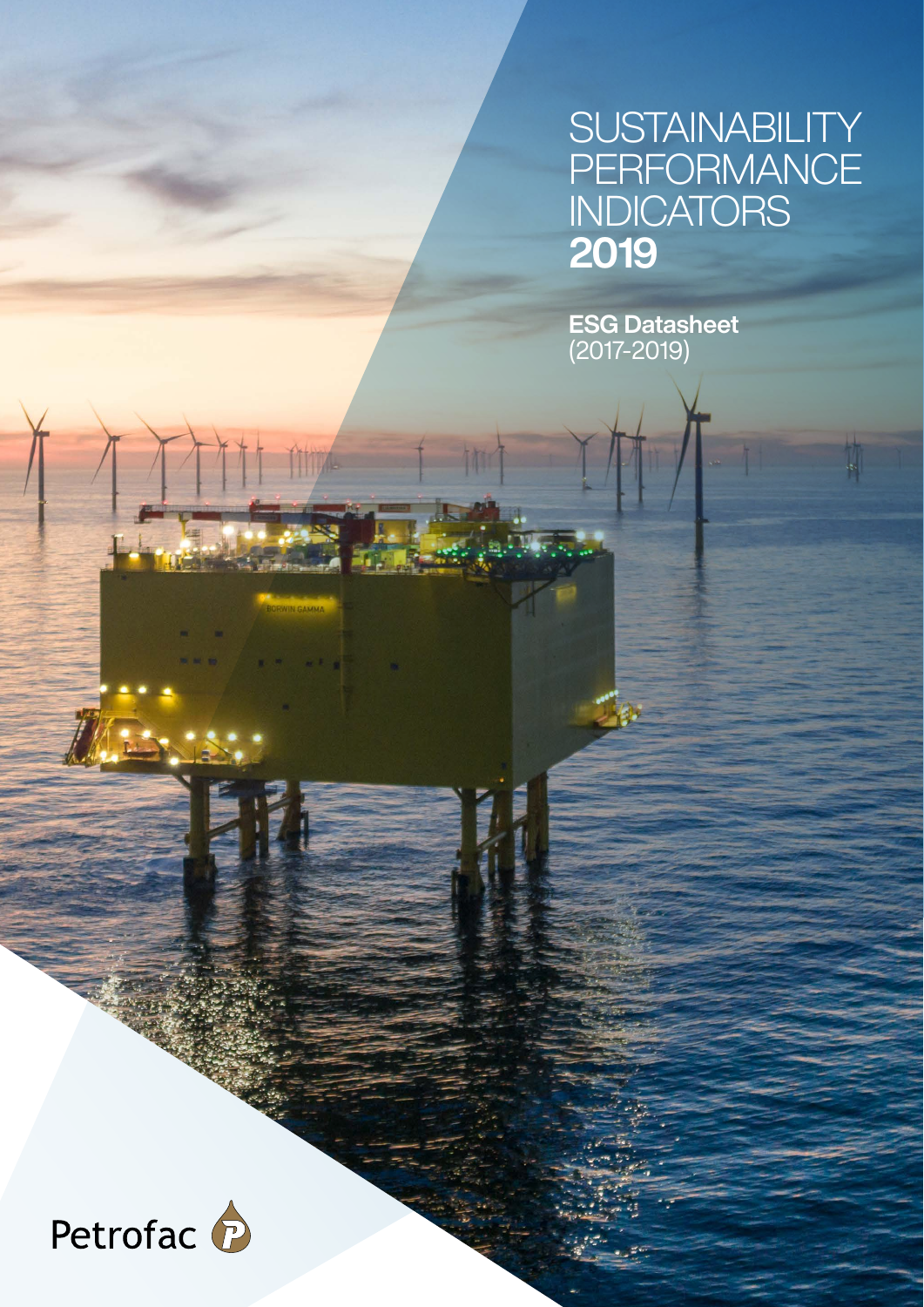# SUSTAINABILITY PERFORMANCE INDICATORS 2019

**ESG Datasheet**
(2017-2019)

Petrofac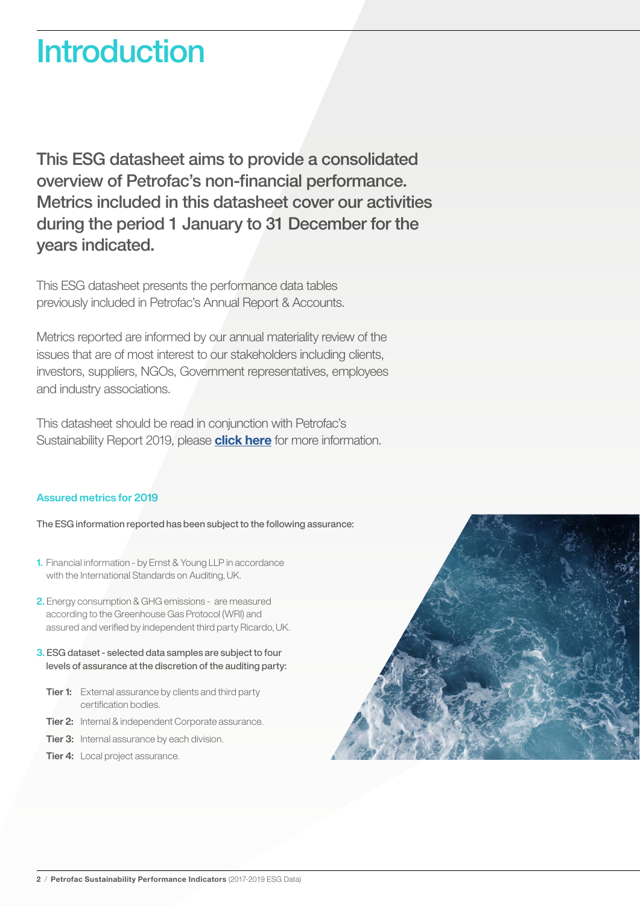# Introduction

**This ESG datasheet aims to provide a consolidated overview of Petrofac's non-financial performance. Metrics included in this datasheet cover our activities during the period 1 January to 31 December for the years indicated.**

This ESG datasheet presents the performance data tables previously included in Petrofac's Annual Report & Accounts.

Metrics reported are informed by our annual materiality review of the issues that are of most interest to our stakeholders including clients, investors, suppliers, NGOs, Government representatives, employees and industry associations.

This datasheet should be read in conjunction with Petrofac's Sustainability Report 2019, please **click here** for more information.

### Assured metrics for 2019

The ESG information reported has been subject to the following assurance:

1. Financial information - by Ernst & Young LLP in accordance with the International Standards on Auditing, UK.
2. Energy consumption & GHG emissions - are measured according to the Greenhouse Gas Protocol (WRI) and assured and verified by independent third party Ricardo, UK.
3. ESG dataset - selected data samples are subject to four levels of assurance at the discretion of the auditing party:

   **Tier 1:** External assurance by clients and third party certification bodies.

   **Tier 2:** Internal & independent Corporate assurance.

   **Tier 3:** Internal assurance by each division.

   **Tier 4:** Local project assurance.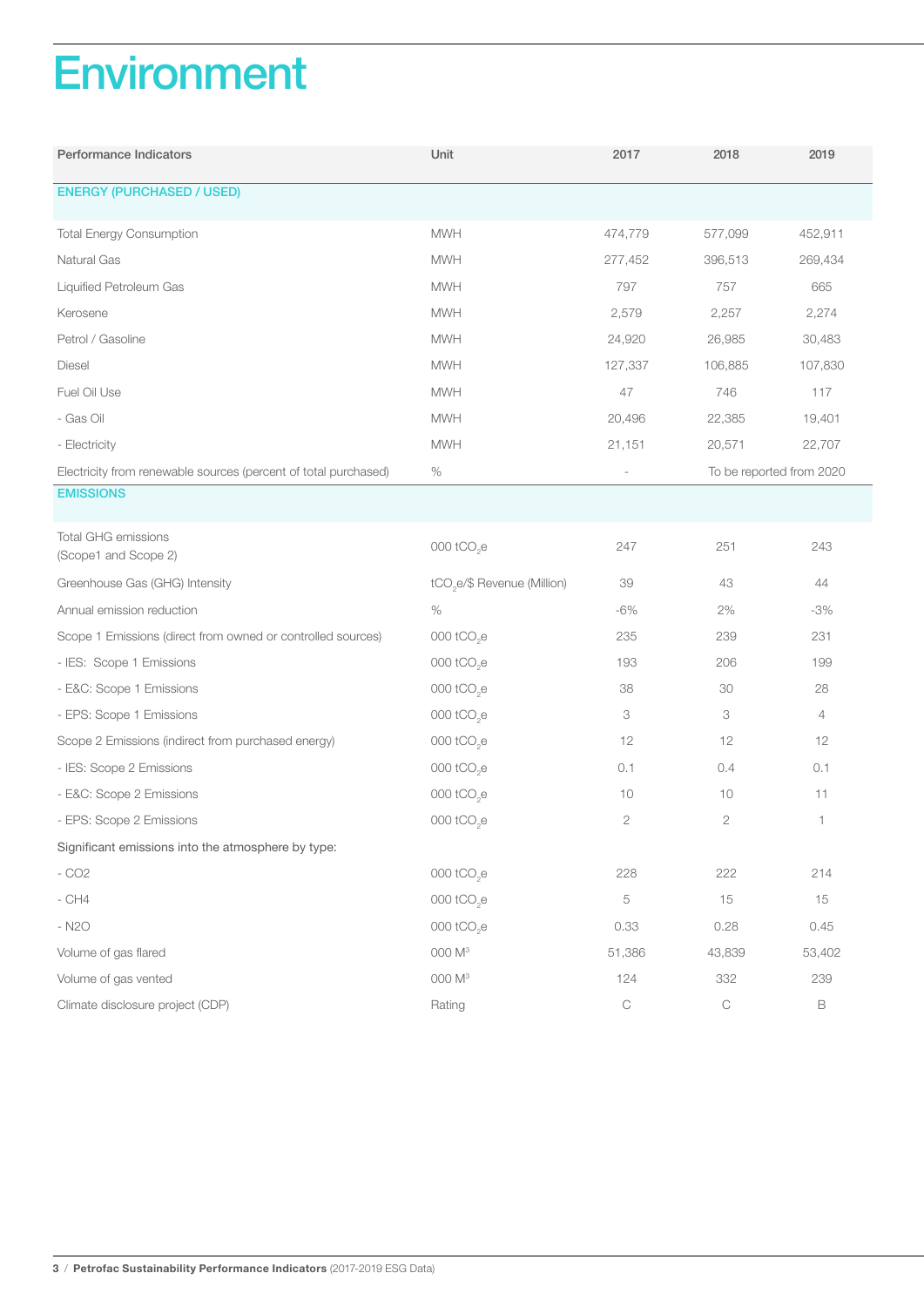# Environment

| Performance Indicators | Unit | 2017 | 2018 | 2019 |
|---|---|---|---|---|
| **ENERGY (PURCHASED / USED)** | | | | |
| Total Energy Consumption | MWH | 474,779 | 577,099 | 452,911 |
| Natural Gas | MWH | 277,452 | 396,513 | 269,434 |
| Liquified Petroleum Gas | MWH | 797 | 757 | 665 |
| Kerosene | MWH | 2,579 | 2,257 | 2,274 |
| Petrol / Gasoline | MWH | 24,920 | 26,985 | 30,483 |
| Diesel | MWH | 127,337 | 106,885 | 107,830 |
| Fuel Oil Use | MWH | 47 | 746 | 117 |
| - Gas Oil | MWH | 20,496 | 22,385 | 19,401 |
| - Electricity | MWH | 21,151 | 20,571 | 22,707 |
| Electricity from renewable sources (percent of total purchased) | % | - | To be reported from 2020 | |
| **EMISSIONS** | | | | |
| Total GHG emissions (Scope1 and Scope 2) | 000 $tCO_2e$ | 247 | 251 | 243 |
| Greenhouse Gas (GHG) Intensity | $tCO_2e$/$ Revenue (Million) | 39 | 43 | 44 |
| Annual emission reduction | % | -6% | 2% | -3% |
| Scope 1 Emissions (direct from owned or controlled sources) | 000 $tCO_2e$ | 235 | 239 | 231 |
| - IES: Scope 1 Emissions | 000 $tCO_2e$ | 193 | 206 | 199 |
| - E&C: Scope 1 Emissions | 000 $tCO_2e$ | 38 | 30 | 28 |
| - EPS: Scope 1 Emissions | 000 $tCO_2e$ | 3 | 3 | 4 |
| Scope 2 Emissions (indirect from purchased energy) | 000 $tCO_2e$ | 12 | 12 | 12 |
| - IES: Scope 2 Emissions | 000 $tCO_2e$ | 0.1 | 0.4 | 0.1 |
| - E&C: Scope 2 Emissions | 000 $tCO_2e$ | 10 | 10 | 11 |
| - EPS: Scope 2 Emissions | 000 $tCO_2e$ | 2 | 2 | 1 |
| Significant emissions into the atmosphere by type: | | | | |
| - CO2 | 000 $tCO_2e$ | 228 | 222 | 214 |
| - CH4 | 000 $tCO_2e$ | 5 | 15 | 15 |
| - N2O | 000 $tCO_2e$ | 0.33 | 0.28 | 0.45 |
| Volume of gas flared | 000 $M^3$ | 51,386 | 43,839 | 53,402 |
| Volume of gas vented | 000 $M^3$ | 124 | 332 | 239 |
| Climate disclosure project (CDP) | Rating | C | C | B |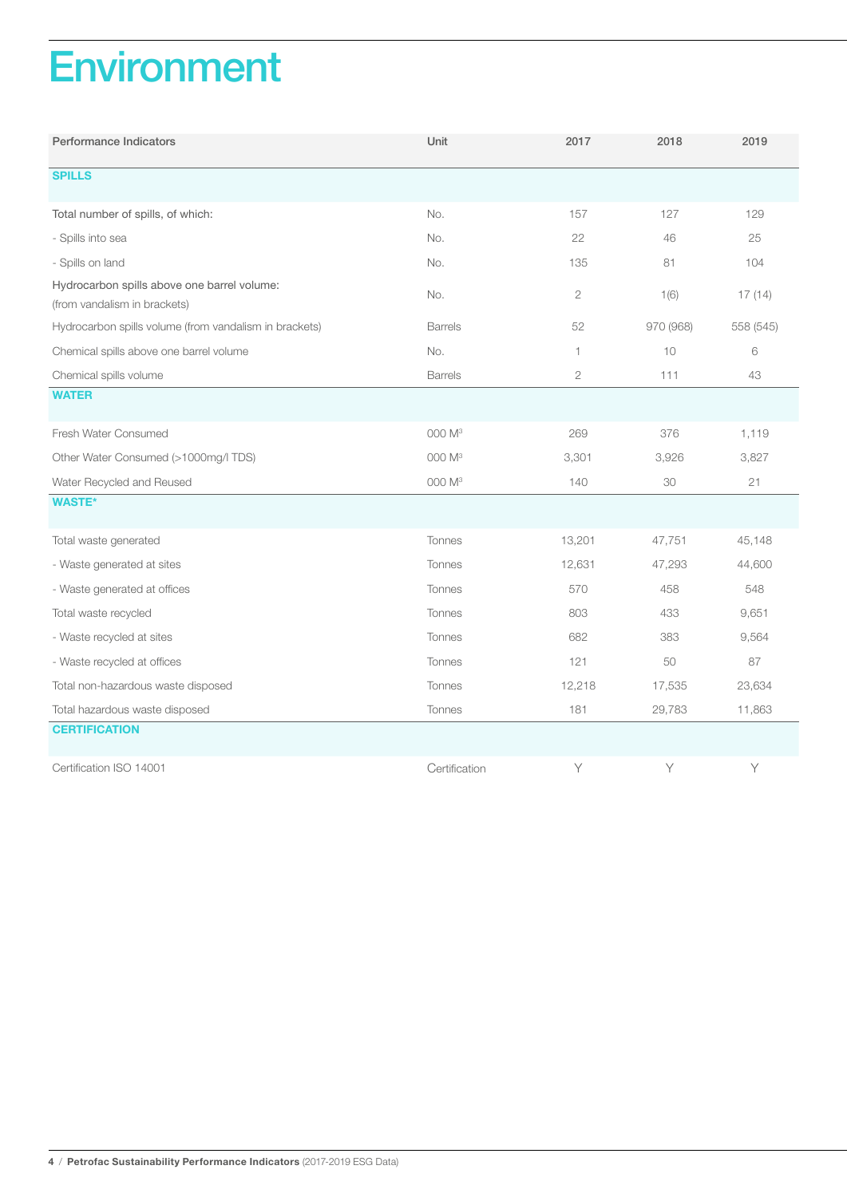# Environment

| Performance Indicators | Unit | 2017 | 2018 | 2019 |
|---|---|---|---|---|
| **SPILLS** | | | | |
| Total number of spills, of which: | No. | 157 | 127 | 129 |
| - Spills into sea | No. | 22 | 46 | 25 |
| - Spills on land | No. | 135 | 81 | 104 |
| Hydrocarbon spills above one barrel volume: (from vandalism in brackets) | No. | 2 | 1(6) | 17 (14) |
| Hydrocarbon spills volume (from vandalism in brackets) | Barrels | 52 | 970 (968) | 558 (545) |
| Chemical spills above one barrel volume | No. | 1 | 10 | 6 |
| Chemical spills volume | Barrels | 2 | 111 | 43 |
| **WATER** | | | | |
| Fresh Water Consumed | 000 $M^3$ | 269 | 376 | 1,119 |
| Other Water Consumed (>1000mg/l TDS) | 000 $M^3$ | 3,301 | 3,926 | 3,827 |
| Water Recycled and Reused | 000 $M^3$ | 140 | 30 | 21 |
| **WASTE*** | | | | |
| Total waste generated | Tonnes | 13,201 | 47,751 | 45,148 |
| - Waste generated at sites | Tonnes | 12,631 | 47,293 | 44,600 |
| - Waste generated at offices | Tonnes | 570 | 458 | 548 |
| Total waste recycled | Tonnes | 803 | 433 | 9,651 |
| - Waste recycled at sites | Tonnes | 682 | 383 | 9,564 |
| - Waste recycled at offices | Tonnes | 121 | 50 | 87 |
| Total non-hazardous waste disposed | Tonnes | 12,218 | 17,535 | 23,634 |
| Total hazardous waste disposed | Tonnes | 181 | 29,783 | 11,863 |
| **CERTIFICATION** | | | | |
| Certification ISO 14001 | Certification | Y | Y | Y |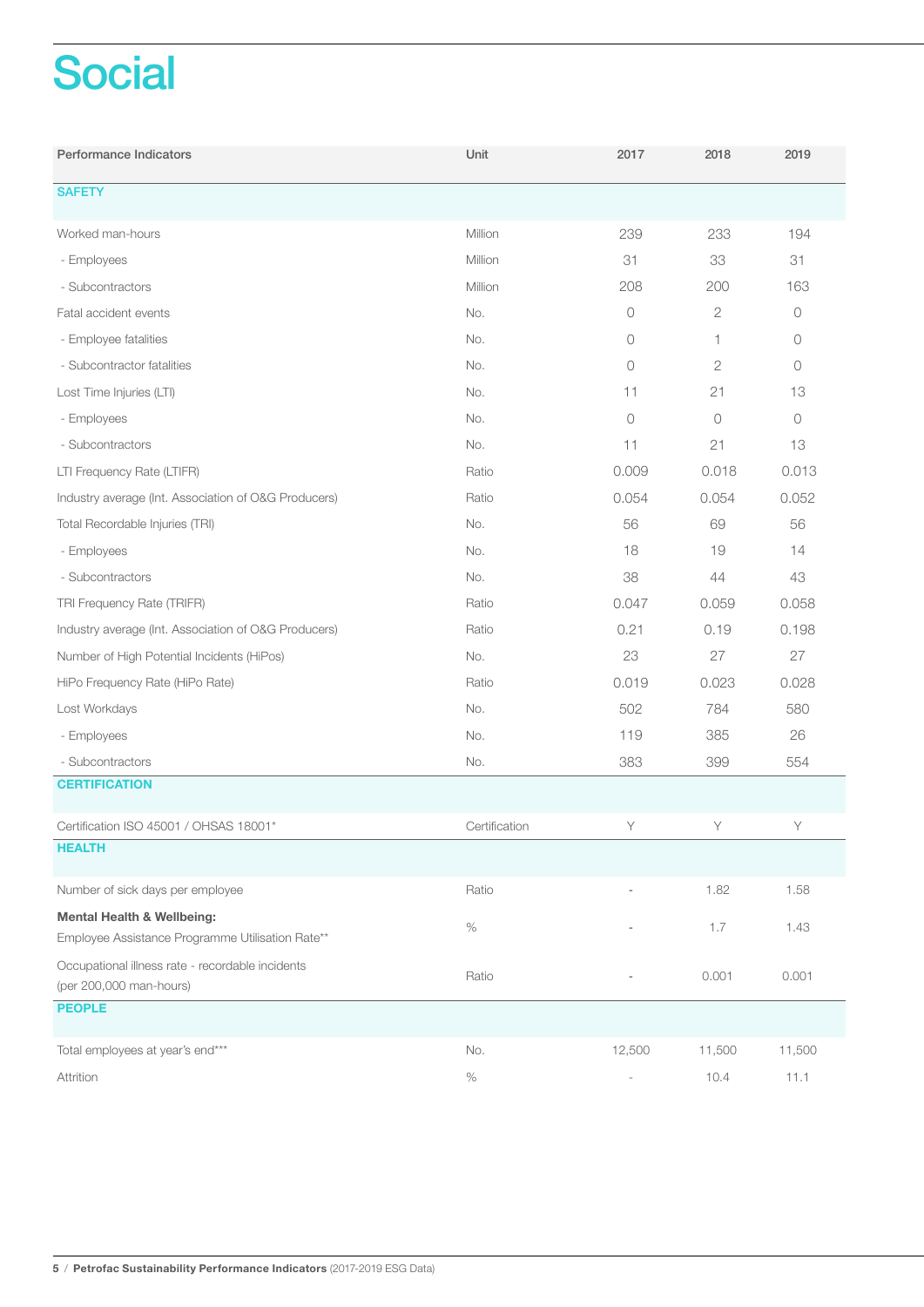# Social

| Performance Indicators | Unit | 2017 | 2018 | 2019 |
|---|---|---|---|---|
| **SAFETY** | | | | |
| Worked man-hours | Million | 239 | 233 | 194 |
| - Employees | Million | 31 | 33 | 31 |
| - Subcontractors | Million | 208 | 200 | 163 |
| Fatal accident events | No. | 0 | 2 | 0 |
| - Employee fatalities | No. | 0 | 1 | 0 |
| - Subcontractor fatalities | No. | 0 | 2 | 0 |
| Lost Time Injuries (LTI) | No. | 11 | 21 | 13 |
| - Employees | No. | 0 | 0 | 0 |
| - Subcontractors | No. | 11 | 21 | 13 |
| LTI Frequency Rate (LTIFR) | Ratio | 0.009 | 0.018 | 0.013 |
| Industry average (Int. Association of O&G Producers) | Ratio | 0.054 | 0.054 | 0.052 |
| Total Recordable Injuries (TRI) | No. | 56 | 69 | 56 |
| - Employees | No. | 18 | 19 | 14 |
| - Subcontractors | No. | 38 | 44 | 43 |
| TRI Frequency Rate (TRIFR) | Ratio | 0.047 | 0.059 | 0.058 |
| Industry average (Int. Association of O&G Producers) | Ratio | 0.21 | 0.19 | 0.198 |
| Number of High Potential Incidents (HiPos) | No. | 23 | 27 | 27 |
| HiPo Frequency Rate (HiPo Rate) | Ratio | 0.019 | 0.023 | 0.028 |
| Lost Workdays | No. | 502 | 784 | 580 |
| - Employees | No. | 119 | 385 | 26 |
| - Subcontractors | No. | 383 | 399 | 554 |
| **CERTIFICATION** | | | | |
| Certification ISO 45001 / OHSAS 18001* | Certification | Y | Y | Y |
| **HEALTH** | | | | |
| Number of sick days per employee | Ratio | - | 1.82 | 1.58 |
| **Mental Health & Wellbeing:** Employee Assistance Programme Utilisation Rate** | % | - | 1.7 | 1.43 |
| Occupational illness rate - recordable incidents (per 200,000 man-hours) | Ratio | - | 0.001 | 0.001 |
| **PEOPLE** | | | | |
| Total employees at year's end*** | No. | 12,500 | 11,500 | 11,500 |
| Attrition | % | - | 10.4 | 11.1 |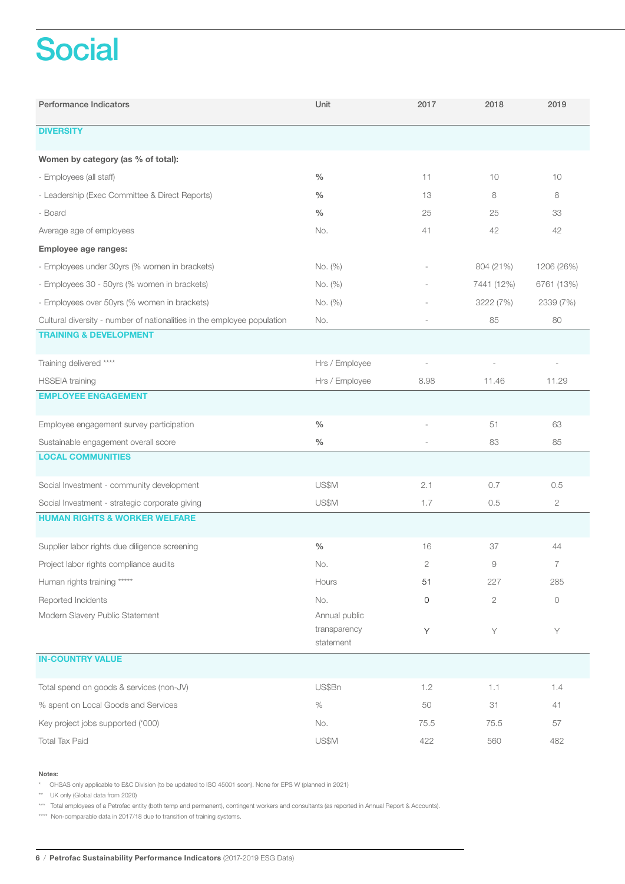# Social

| Performance Indicators | Unit | 2017 | 2018 | 2019 |
|---|---|---|---|---|
| **DIVERSITY** | | | | |
| **Women by category (as % of total):** | | | | |
| - Employees (all staff) | % | 11 | 10 | 10 |
| - Leadership (Exec Committee & Direct Reports) | % | 13 | 8 | 8 |
| - Board | % | 25 | 25 | 33 |
| Average age of employees | No. | 41 | 42 | 42 |
| **Employee age ranges:** | | | | |
| - Employees under 30yrs (% women in brackets) | No. (%) | - | 804 (21%) | 1206 (26%) |
| - Employees 30 - 50yrs (% women in brackets) | No. (%) | - | 7441 (12%) | 6761 (13%) |
| - Employees over 50yrs (% women in brackets) | No. (%) | - | 3222 (7%) | 2339 (7%) |
| Cultural diversity - number of nationalities in the employee population | No. | - | 85 | 80 |
| **TRAINING & DEVELOPMENT** | | | | |
| Training delivered **** | Hrs / Employee | - | - | - |
| HSSEIA training | Hrs / Employee | 8.98 | 11.46 | 11.29 |
| **EMPLOYEE ENGAGEMENT** | | | | |
| Employee engagement survey participation | % | - | 51 | 63 |
| Sustainable engagement overall score | % | - | 83 | 85 |
| **LOCAL COMMUNITIES** | | | | |
| Social Investment - community development | US$M | 2.1 | 0.7 | 0.5 |
| Social Investment - strategic corporate giving | US$M | 1.7 | 0.5 | 2 |
| **HUMAN RIGHTS & WORKER WELFARE** | | | | |
| Supplier labor rights due diligence screening | % | 16 | 37 | 44 |
| Project labor rights compliance audits | No. | 2 | 9 | 7 |
| Human rights training ***** | Hours | 51 | 227 | 285 |
| Reported Incidents | No. | 0 | 2 | 0 |
| Modern Slavery Public Statement | Annual public transparency statement | Y | Y | Y |
| **IN-COUNTRY VALUE** | | | | |
| Total spend on goods & services (non-JV) | US$Bn | 1.2 | 1.1 | 1.4 |
| % spent on Local Goods and Services | % | 50 | 31 | 41 |
| Key project jobs supported ('000) | No. | 75.5 | 75.5 | 57 |
| Total Tax Paid | US$M | 422 | 560 | 482 |

**Notes:**

\* OHSAS only applicable to E&C Division (to be updated to ISO 45001 soon). None for EPS W (planned in 2021)

\*\* UK only (Global data from 2020)

\*\*\* Total employees of a Petrofac entity (both temp and permanent), contingent workers and consultants (as reported in Annual Report & Accounts).

\*\*\*\* Non-comparable data in 2017/18 due to transition of training systems.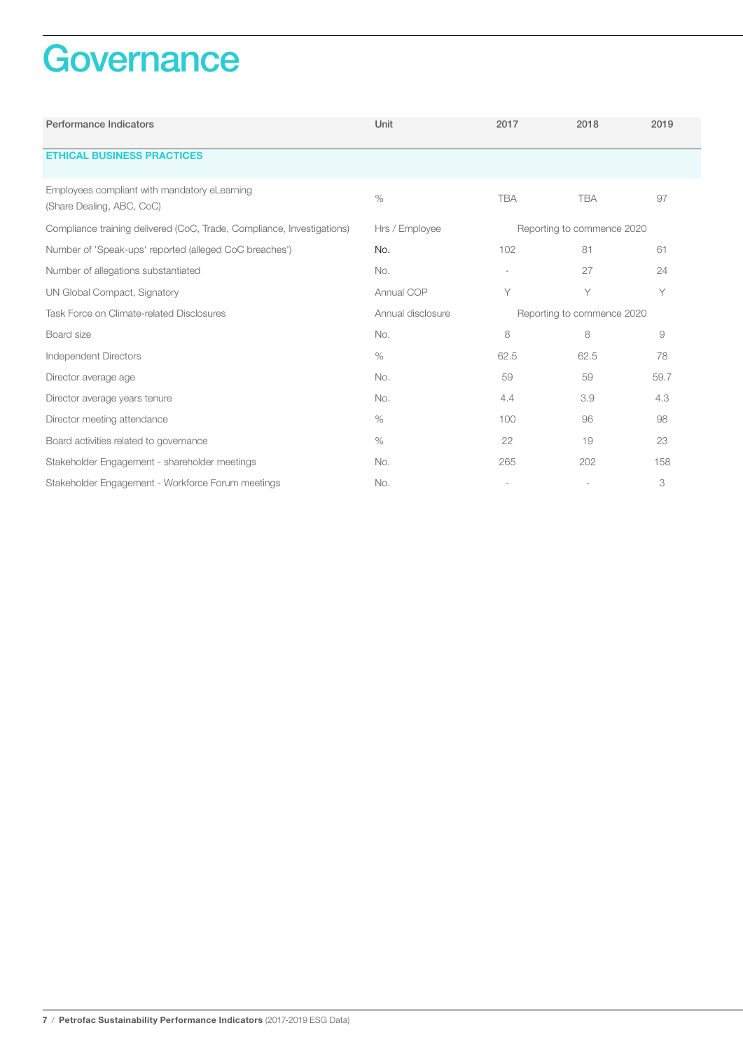# Governance

| Performance Indicators | Unit | 2017 | 2018 | 2019 |
|---|---|---|---|---|
| **ETHICAL BUSINESS PRACTICES** | | | | |
| Employees compliant with mandatory eLearning (Share Dealing, ABC, CoC) | % | TBA | TBA | 97 |
| Compliance training delivered (CoC, Trade, Compliance, Investigations) | Hrs / Employee | Reporting to commence 2020 | | |
| Number of 'Speak-ups' reported (alleged CoC breaches') | No. | 102 | 81 | 61 |
| Number of allegations substantiated | No. | - | 27 | 24 |
| UN Global Compact, Signatory | Annual COP | Y | Y | Y |
| Task Force on Climate-related Disclosures | Annual disclosure | Reporting to commence 2020 | | |
| Board size | No. | 8 | 8 | 9 |
| Independent Directors | % | 62.5 | 62.5 | 78 |
| Director average age | No. | 59 | 59 | 59.7 |
| Director average years tenure | No. | 4.4 | 3.9 | 4.3 |
| Director meeting attendance | % | 100 | 96 | 98 |
| Board activities related to governance | % | 22 | 19 | 23 |
| Stakeholder Engagement - shareholder meetings | No. | 265 | 202 | 158 |
| Stakeholder Engagement - Workforce Forum meetings | No. | - | - | 3 |